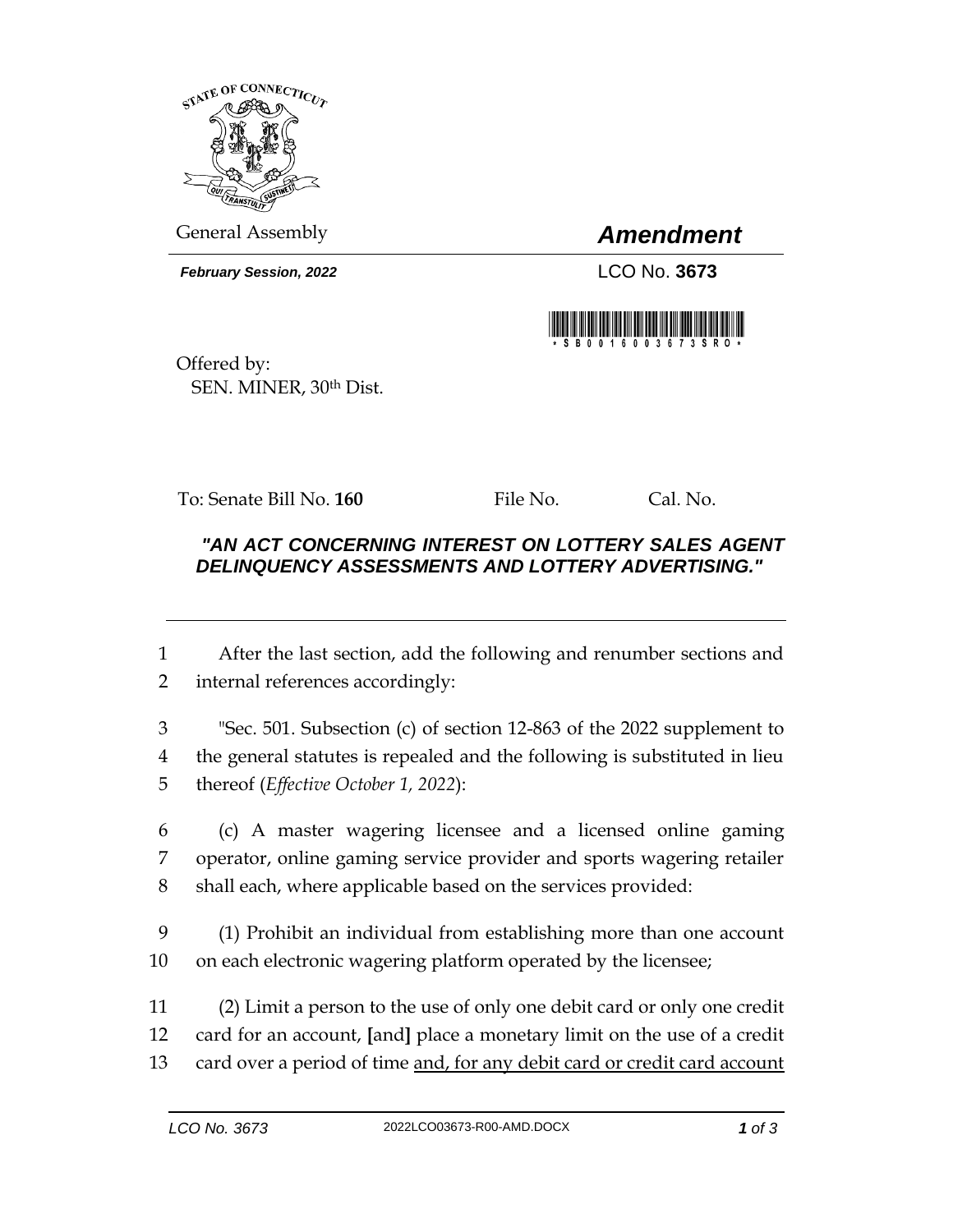General Assembly

# *Amendment*

***February Session, 2022***

LCO No. **3673**

Offered by:
SEN. MINER, 30th Dist.

To: Senate Bill No. **160** File No. Cal. No.

***"AN ACT CONCERNING INTEREST ON LOTTERY SALES AGENT DELINQUENCY ASSESSMENTS AND LOTTERY ADVERTISING."***

---

1 After the last section, add the following and renumber sections and
2 internal references accordingly:

3 "Sec. 501. Subsection (c) of section 12-863 of the 2022 supplement to
4 the general statutes is repealed and the following is substituted in lieu
5 thereof (*Effective October 1, 2022*):

6 (c) A master wagering licensee and a licensed online gaming
7 operator, online gaming service provider and sports wagering retailer
8 shall each, where applicable based on the services provided:

9 (1) Prohibit an individual from establishing more than one account
10 on each electronic wagering platform operated by the licensee;

11 (2) Limit a person to the use of only one debit card or only one credit
12 card for an account, **[**and**]** place a monetary limit on the use of a credit
13 card over a period of time <u>and, for any debit card or credit card account</u>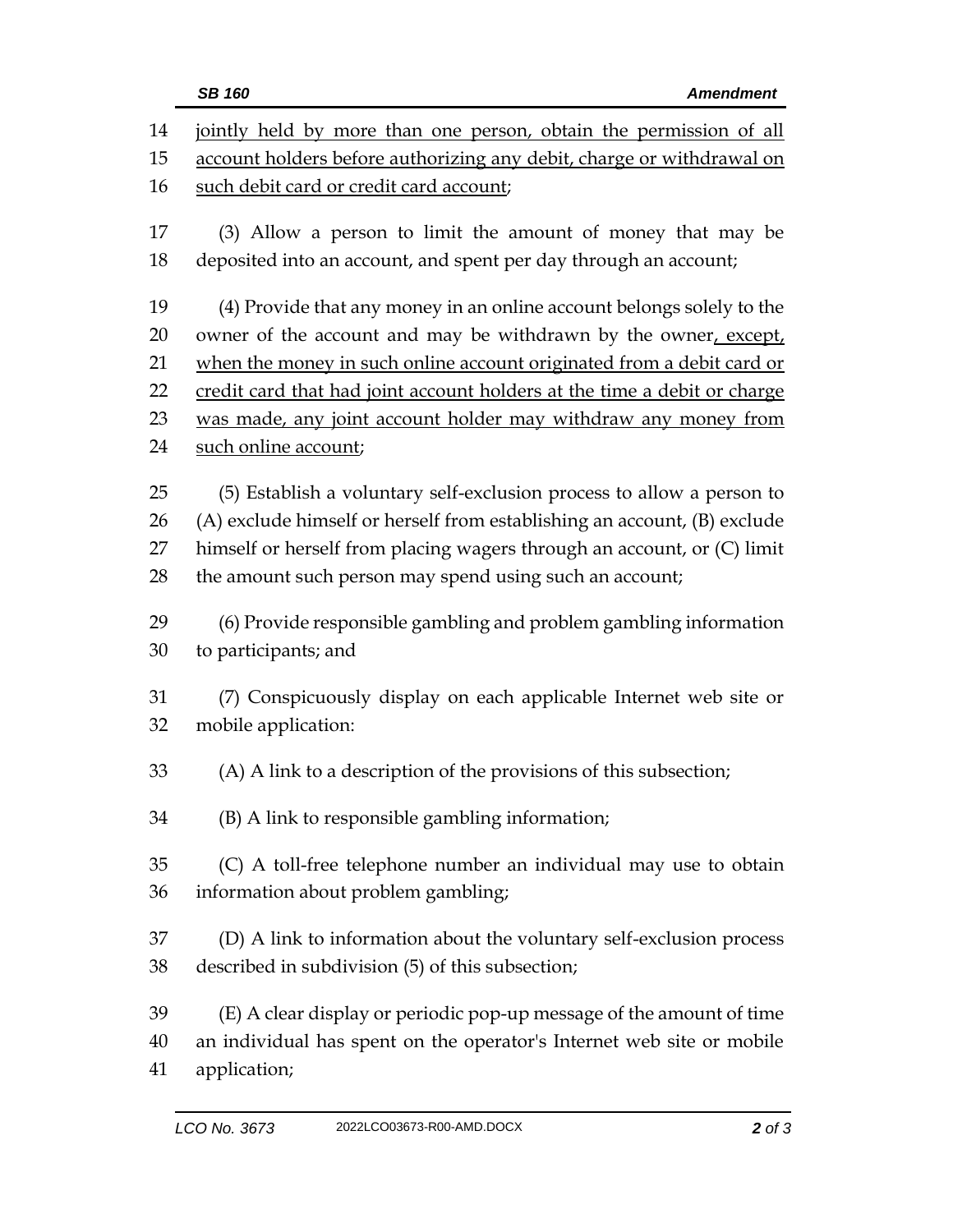jointly held by more than one person, obtain the permission of all account holders before authorizing any debit, charge or withdrawal on such debit card or credit card account;

(3) Allow a person to limit the amount of money that may be deposited into an account, and spent per day through an account;

(4) Provide that any money in an online account belongs solely to the owner of the account and may be withdrawn by the owner, except, when the money in such online account originated from a debit card or credit card that had joint account holders at the time a debit or charge was made, any joint account holder may withdraw any money from such online account;

(5) Establish a voluntary self-exclusion process to allow a person to (A) exclude himself or herself from establishing an account, (B) exclude himself or herself from placing wagers through an account, or (C) limit the amount such person may spend using such an account;

(6) Provide responsible gambling and problem gambling information to participants; and

(7) Conspicuously display on each applicable Internet web site or mobile application:

(A) A link to a description of the provisions of this subsection;

(B) A link to responsible gambling information;

(C) A toll-free telephone number an individual may use to obtain information about problem gambling;

(D) A link to information about the voluntary self-exclusion process described in subdivision (5) of this subsection;

(E) A clear display or periodic pop-up message of the amount of time an individual has spent on the operator's Internet web site or mobile application;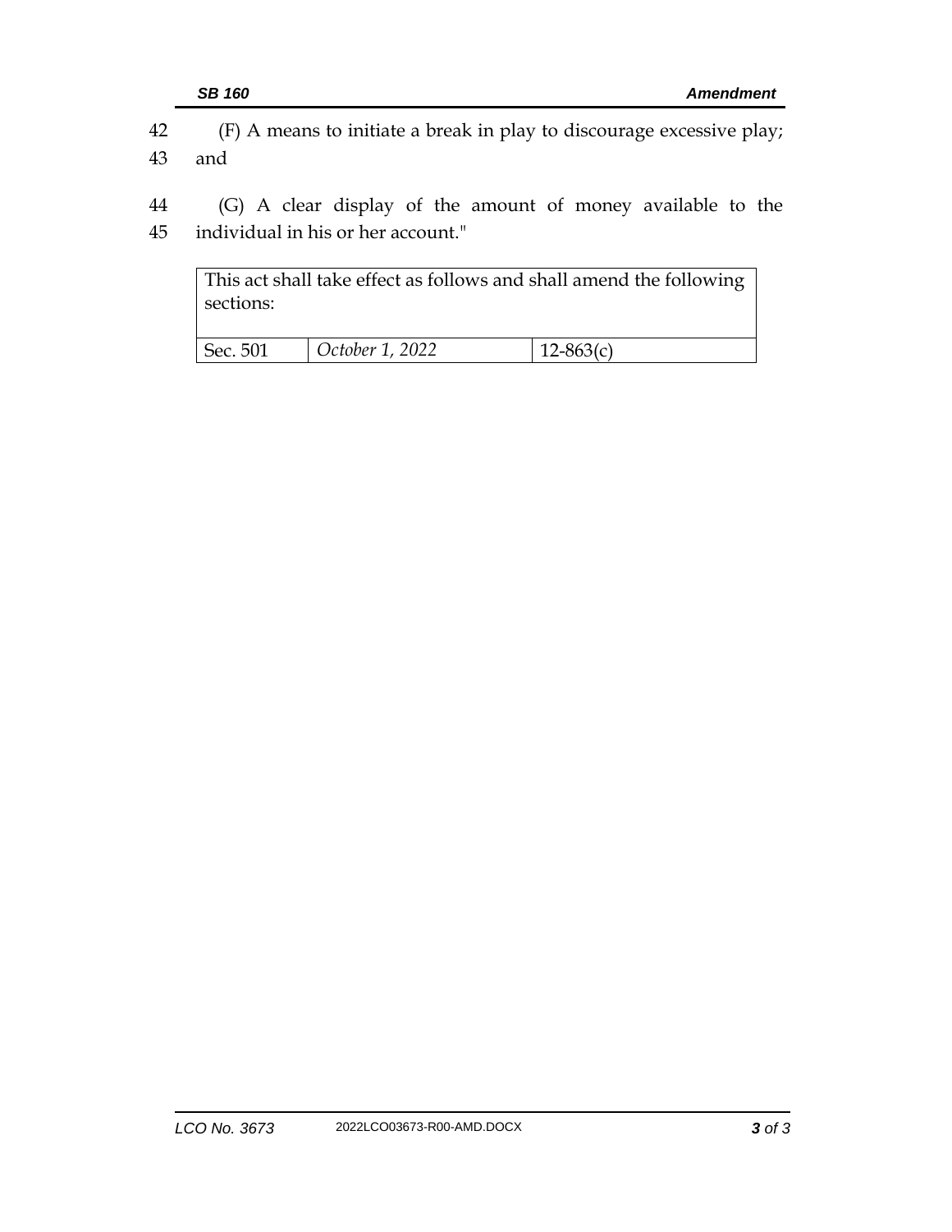(F) A means to initiate a break in play to discourage excessive play; and

(G) A clear display of the amount of money available to the individual in his or her account."

| This act shall take effect as follows and shall amend the following sections: | | |
|---|---|---|
| Sec. 501 | *October 1, 2022* | 12-863(c) |